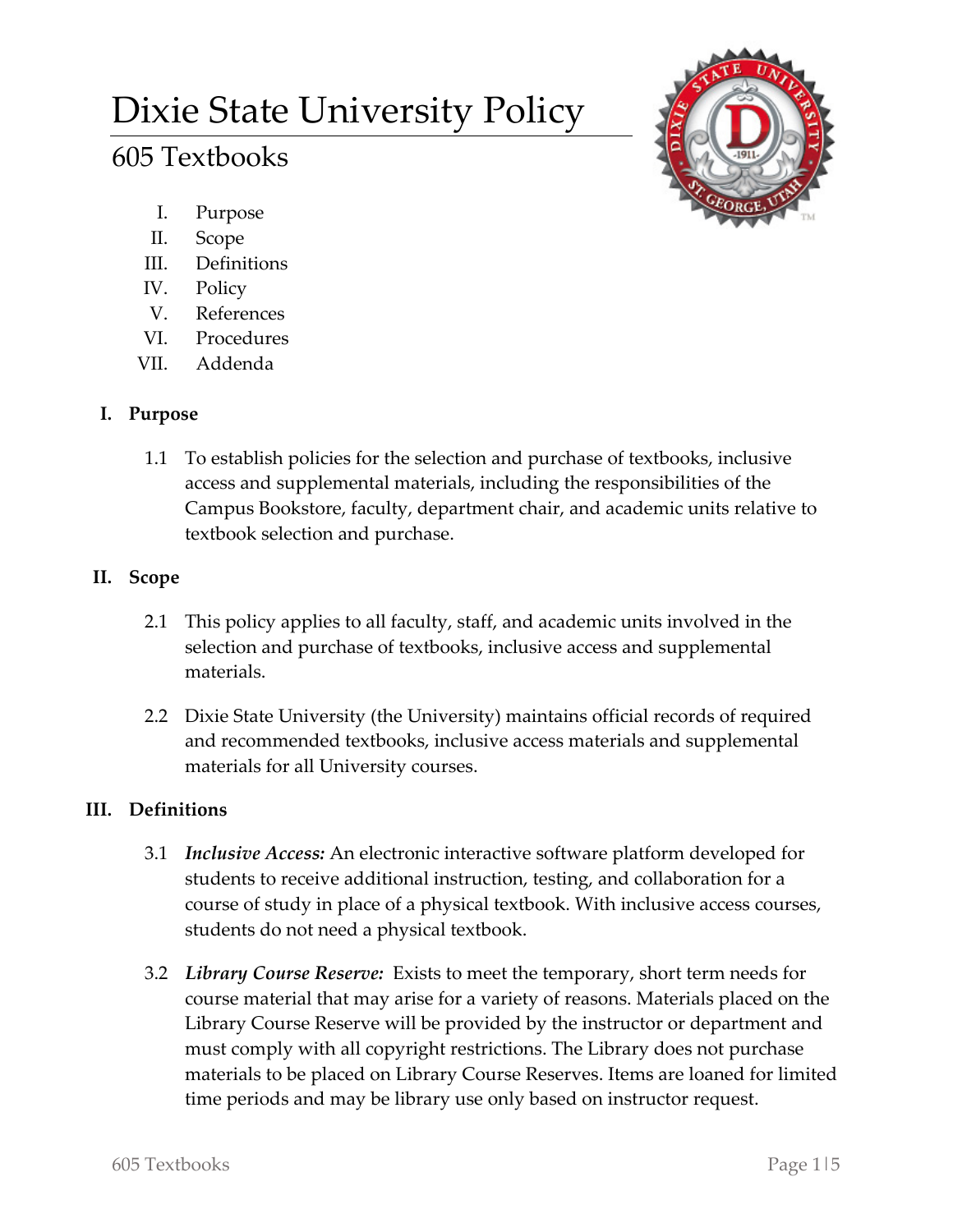# Dixie State University Policy

## 605 Textbooks

I. Purpose
II. Scope
III. Definitions
IV. Policy
V. References
VI. Procedures
VII. Addenda

### I. Purpose

1.1 To establish policies for the selection and purchase of textbooks, inclusive access and supplemental materials, including the responsibilities of the Campus Bookstore, faculty, department chair, and academic units relative to textbook selection and purchase.

### II. Scope

2.1 This policy applies to all faculty, staff, and academic units involved in the selection and purchase of textbooks, inclusive access and supplemental materials.

2.2 Dixie State University (the University) maintains official records of required and recommended textbooks, inclusive access materials and supplemental materials for all University courses.

### III. Definitions

3.1 ***Inclusive Access:*** An electronic interactive software platform developed for students to receive additional instruction, testing, and collaboration for a course of study in place of a physical textbook. With inclusive access courses, students do not need a physical textbook.

3.2 ***Library Course Reserve:*** Exists to meet the temporary, short term needs for course material that may arise for a variety of reasons. Materials placed on the Library Course Reserve will be provided by the instructor or department and must comply with all copyright restrictions. The Library does not purchase materials to be placed on Library Course Reserves. Items are loaned for limited time periods and may be library use only based on instructor request.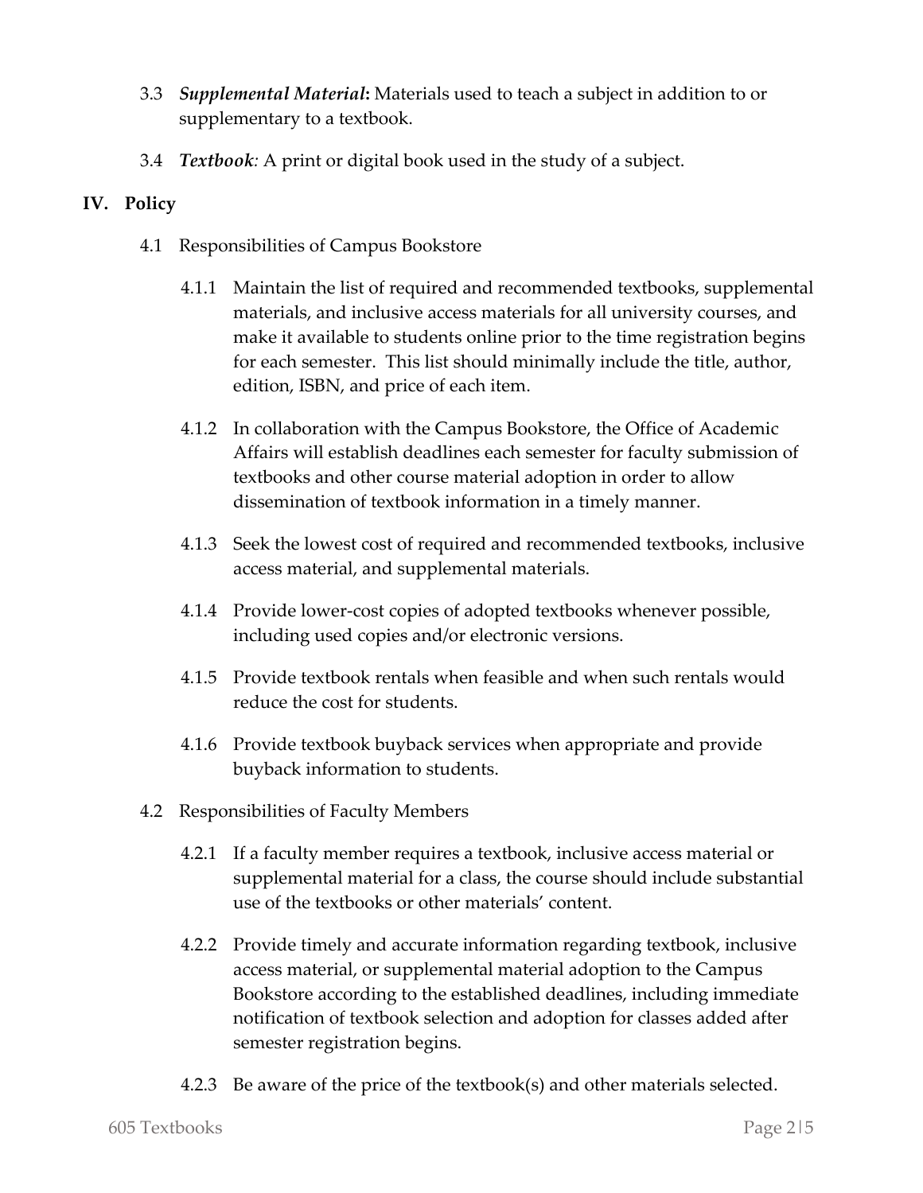3.3 ***Supplemental Material*:** Materials used to teach a subject in addition to or supplementary to a textbook.

3.4 ***Textbook***: A print or digital book used in the study of a subject.

## IV. Policy

4.1 Responsibilities of Campus Bookstore

4.1.1 Maintain the list of required and recommended textbooks, supplemental materials, and inclusive access materials for all university courses, and make it available to students online prior to the time registration begins for each semester. This list should minimally include the title, author, edition, ISBN, and price of each item.

4.1.2 In collaboration with the Campus Bookstore, the Office of Academic Affairs will establish deadlines each semester for faculty submission of textbooks and other course material adoption in order to allow dissemination of textbook information in a timely manner.

4.1.3 Seek the lowest cost of required and recommended textbooks, inclusive access material, and supplemental materials.

4.1.4 Provide lower-cost copies of adopted textbooks whenever possible, including used copies and/or electronic versions.

4.1.5 Provide textbook rentals when feasible and when such rentals would reduce the cost for students.

4.1.6 Provide textbook buyback services when appropriate and provide buyback information to students.

4.2 Responsibilities of Faculty Members

4.2.1 If a faculty member requires a textbook, inclusive access material or supplemental material for a class, the course should include substantial use of the textbooks or other materials' content.

4.2.2 Provide timely and accurate information regarding textbook, inclusive access material, or supplemental material adoption to the Campus Bookstore according to the established deadlines, including immediate notification of textbook selection and adoption for classes added after semester registration begins.

4.2.3 Be aware of the price of the textbook(s) and other materials selected.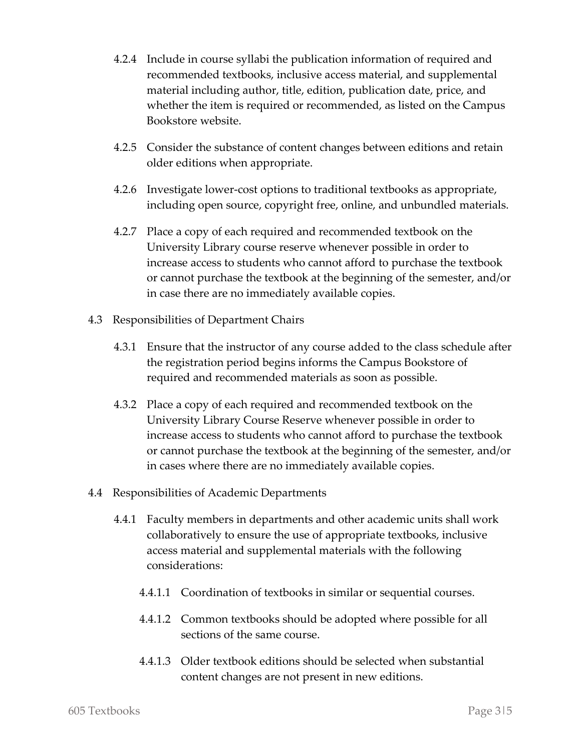4.2.4 Include in course syllabi the publication information of required and recommended textbooks, inclusive access material, and supplemental material including author, title, edition, publication date, price, and whether the item is required or recommended, as listed on the Campus Bookstore website.

4.2.5 Consider the substance of content changes between editions and retain older editions when appropriate.

4.2.6 Investigate lower-cost options to traditional textbooks as appropriate, including open source, copyright free, online, and unbundled materials.

4.2.7 Place a copy of each required and recommended textbook on the University Library course reserve whenever possible in order to increase access to students who cannot afford to purchase the textbook or cannot purchase the textbook at the beginning of the semester, and/or in case there are no immediately available copies.

4.3 Responsibilities of Department Chairs

4.3.1 Ensure that the instructor of any course added to the class schedule after the registration period begins informs the Campus Bookstore of required and recommended materials as soon as possible.

4.3.2 Place a copy of each required and recommended textbook on the University Library Course Reserve whenever possible in order to increase access to students who cannot afford to purchase the textbook or cannot purchase the textbook at the beginning of the semester, and/or in cases where there are no immediately available copies.

4.4 Responsibilities of Academic Departments

4.4.1 Faculty members in departments and other academic units shall work collaboratively to ensure the use of appropriate textbooks, inclusive access material and supplemental materials with the following considerations:

4.4.1.1 Coordination of textbooks in similar or sequential courses.

4.4.1.2 Common textbooks should be adopted where possible for all sections of the same course.

4.4.1.3 Older textbook editions should be selected when substantial content changes are not present in new editions.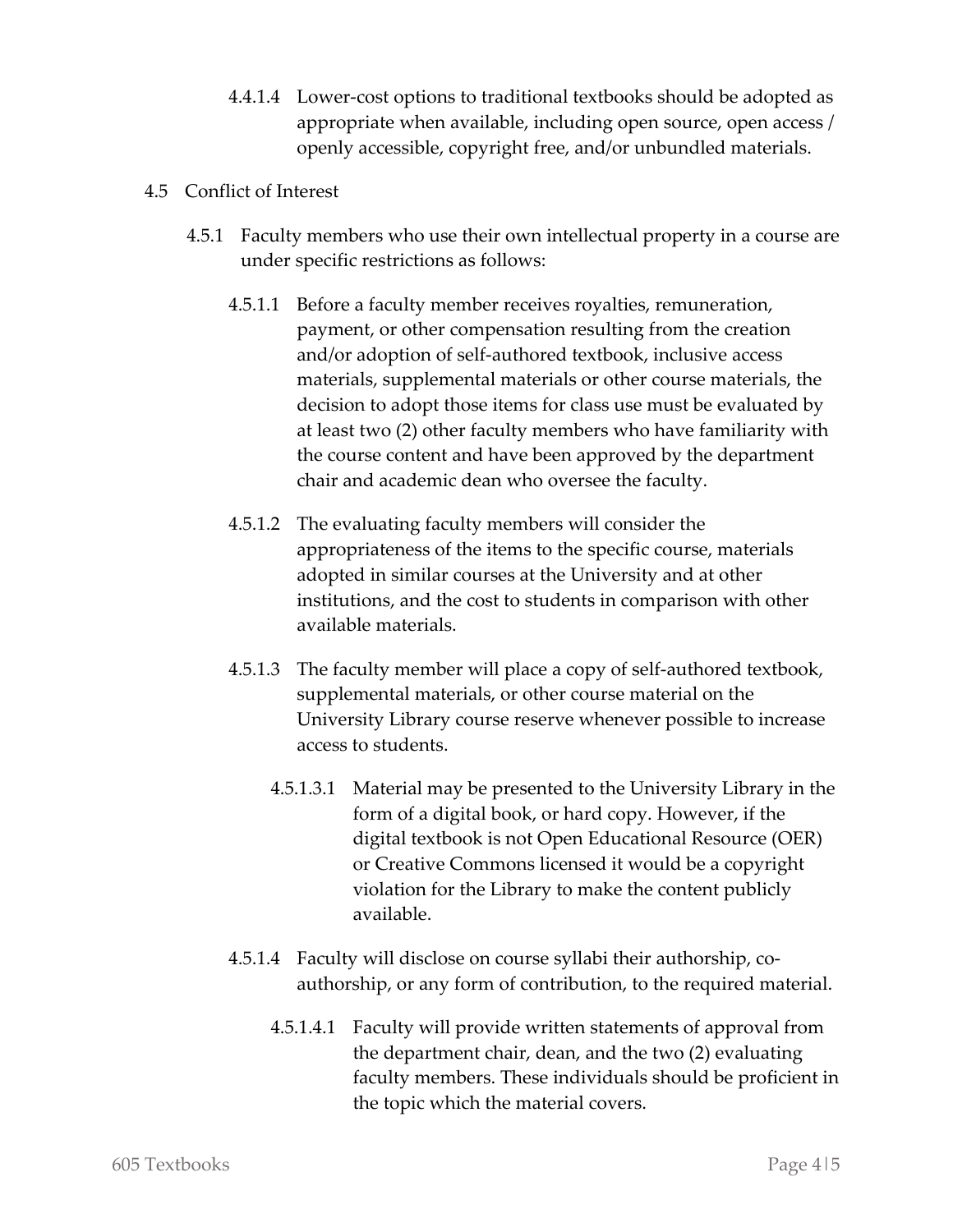4.4.1.4 Lower-cost options to traditional textbooks should be adopted as appropriate when available, including open source, open access / openly accessible, copyright free, and/or unbundled materials.

4.5 Conflict of Interest

4.5.1 Faculty members who use their own intellectual property in a course are under specific restrictions as follows:

4.5.1.1 Before a faculty member receives royalties, remuneration, payment, or other compensation resulting from the creation and/or adoption of self-authored textbook, inclusive access materials, supplemental materials or other course materials, the decision to adopt those items for class use must be evaluated by at least two (2) other faculty members who have familiarity with the course content and have been approved by the department chair and academic dean who oversee the faculty.

4.5.1.2 The evaluating faculty members will consider the appropriateness of the items to the specific course, materials adopted in similar courses at the University and at other institutions, and the cost to students in comparison with other available materials.

4.5.1.3 The faculty member will place a copy of self-authored textbook, supplemental materials, or other course material on the University Library course reserve whenever possible to increase access to students.

4.5.1.3.1 Material may be presented to the University Library in the form of a digital book, or hard copy. However, if the digital textbook is not Open Educational Resource (OER) or Creative Commons licensed it would be a copyright violation for the Library to make the content publicly available.

4.5.1.4 Faculty will disclose on course syllabi their authorship, co-authorship, or any form of contribution, to the required material.

4.5.1.4.1 Faculty will provide written statements of approval from the department chair, dean, and the two (2) evaluating faculty members. These individuals should be proficient in the topic which the material covers.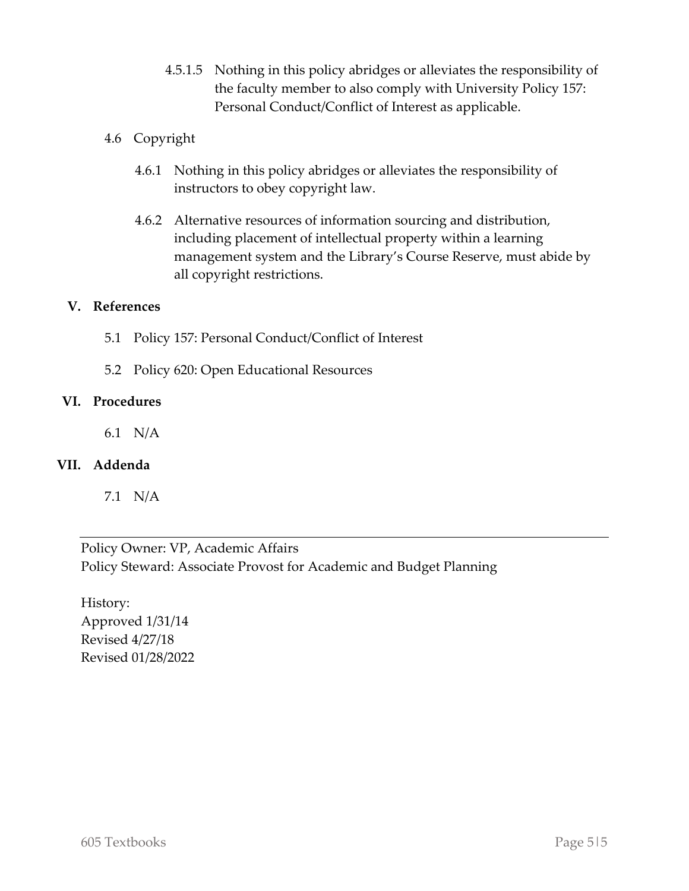4.5.1.5 Nothing in this policy abridges or alleviates the responsibility of the faculty member to also comply with University Policy 157: Personal Conduct/Conflict of Interest as applicable.

4.6 Copyright

4.6.1 Nothing in this policy abridges or alleviates the responsibility of instructors to obey copyright law.

4.6.2 Alternative resources of information sourcing and distribution, including placement of intellectual property within a learning management system and the Library's Course Reserve, must abide by all copyright restrictions.

## V. References

5.1 Policy 157: Personal Conduct/Conflict of Interest

5.2 Policy 620: Open Educational Resources

## VI. Procedures

6.1 N/A

## VII. Addenda

7.1 N/A

---

Policy Owner: VP, Academic Affairs
Policy Steward: Associate Provost for Academic and Budget Planning

History:
Approved 1/31/14
Revised 4/27/18
Revised 01/28/2022